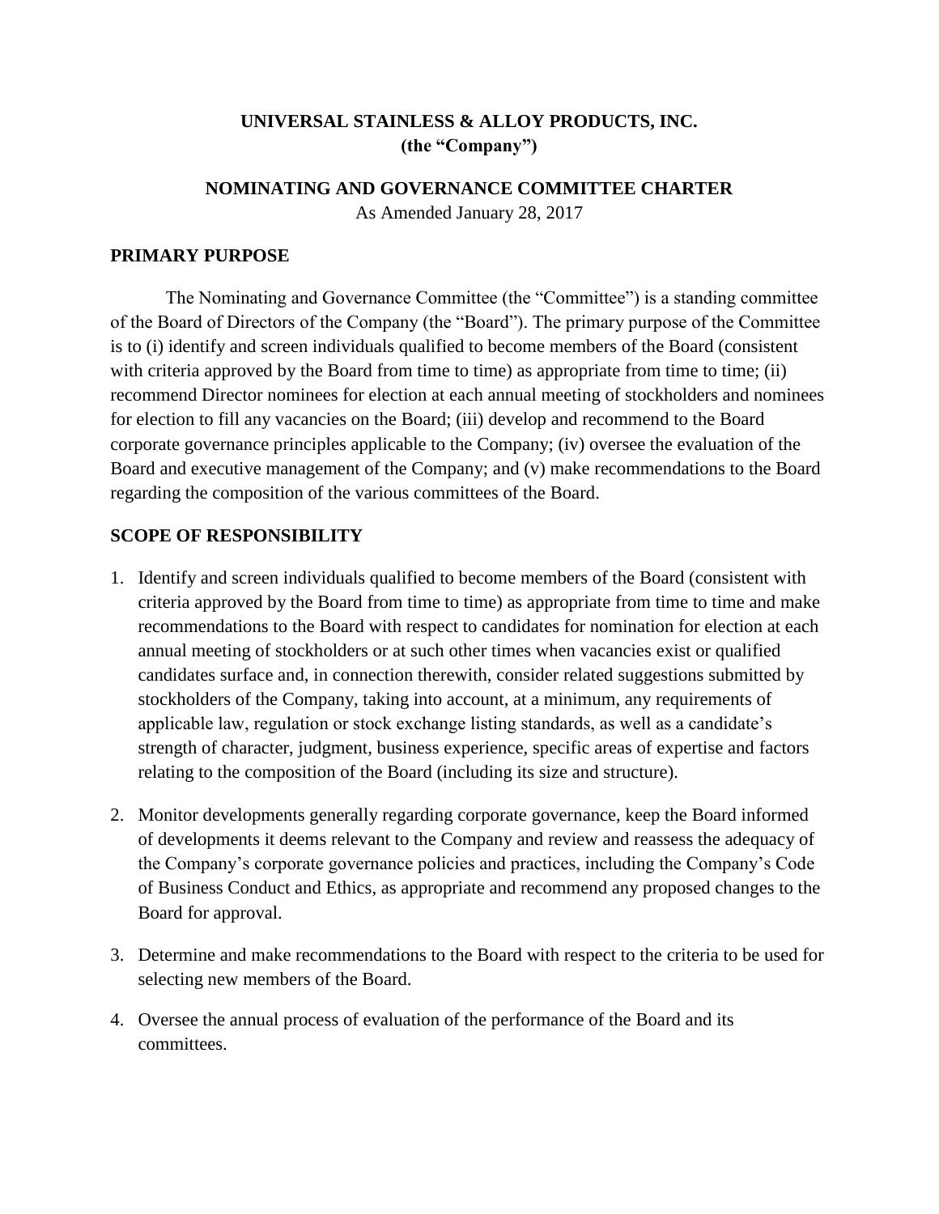# UNIVERSAL STAINLESS & ALLOY PRODUCTS, INC.
**(the "Company")**

## NOMINATING AND GOVERNANCE COMMITTEE CHARTER

As Amended January 28, 2017

### PRIMARY PURPOSE

The Nominating and Governance Committee (the "Committee") is a standing committee of the Board of Directors of the Company (the "Board"). The primary purpose of the Committee is to (i) identify and screen individuals qualified to become members of the Board (consistent with criteria approved by the Board from time to time) as appropriate from time to time; (ii) recommend Director nominees for election at each annual meeting of stockholders and nominees for election to fill any vacancies on the Board; (iii) develop and recommend to the Board corporate governance principles applicable to the Company; (iv) oversee the evaluation of the Board and executive management of the Company; and (v) make recommendations to the Board regarding the composition of the various committees of the Board.

### SCOPE OF RESPONSIBILITY

1. Identify and screen individuals qualified to become members of the Board (consistent with criteria approved by the Board from time to time) as appropriate from time to time and make recommendations to the Board with respect to candidates for nomination for election at each annual meeting of stockholders or at such other times when vacancies exist or qualified candidates surface and, in connection therewith, consider related suggestions submitted by stockholders of the Company, taking into account, at a minimum, any requirements of applicable law, regulation or stock exchange listing standards, as well as a candidate's strength of character, judgment, business experience, specific areas of expertise and factors relating to the composition of the Board (including its size and structure).

2. Monitor developments generally regarding corporate governance, keep the Board informed of developments it deems relevant to the Company and review and reassess the adequacy of the Company's corporate governance policies and practices, including the Company's Code of Business Conduct and Ethics, as appropriate and recommend any proposed changes to the Board for approval.

3. Determine and make recommendations to the Board with respect to the criteria to be used for selecting new members of the Board.

4. Oversee the annual process of evaluation of the performance of the Board and its committees.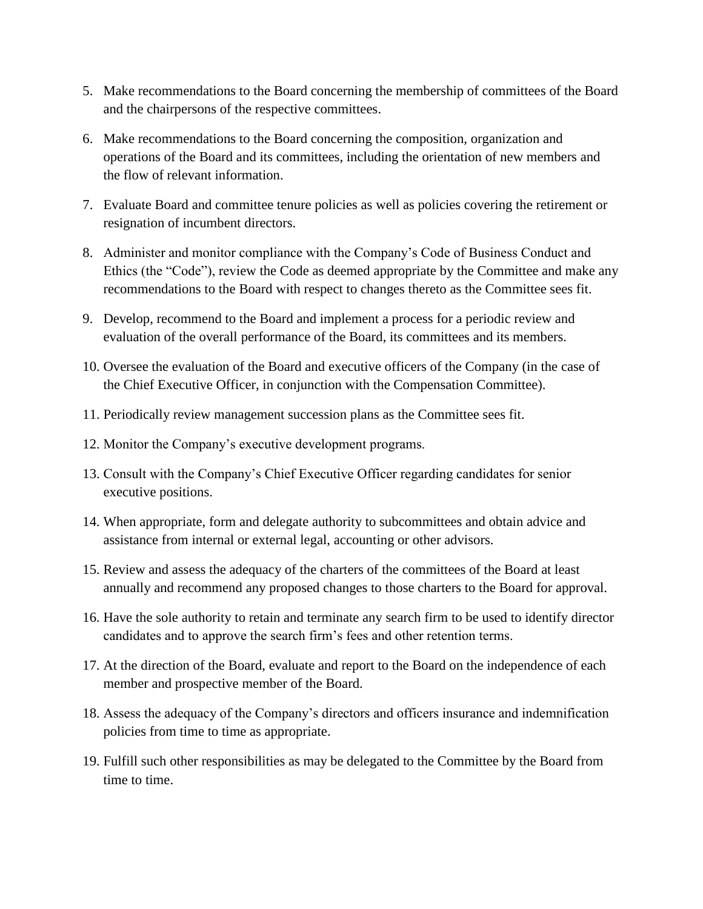5. Make recommendations to the Board concerning the membership of committees of the Board and the chairpersons of the respective committees.

6. Make recommendations to the Board concerning the composition, organization and operations of the Board and its committees, including the orientation of new members and the flow of relevant information.

7. Evaluate Board and committee tenure policies as well as policies covering the retirement or resignation of incumbent directors.

8. Administer and monitor compliance with the Company's Code of Business Conduct and Ethics (the "Code"), review the Code as deemed appropriate by the Committee and make any recommendations to the Board with respect to changes thereto as the Committee sees fit.

9. Develop, recommend to the Board and implement a process for a periodic review and evaluation of the overall performance of the Board, its committees and its members.

10. Oversee the evaluation of the Board and executive officers of the Company (in the case of the Chief Executive Officer, in conjunction with the Compensation Committee).

11. Periodically review management succession plans as the Committee sees fit.

12. Monitor the Company's executive development programs.

13. Consult with the Company's Chief Executive Officer regarding candidates for senior executive positions.

14. When appropriate, form and delegate authority to subcommittees and obtain advice and assistance from internal or external legal, accounting or other advisors.

15. Review and assess the adequacy of the charters of the committees of the Board at least annually and recommend any proposed changes to those charters to the Board for approval.

16. Have the sole authority to retain and terminate any search firm to be used to identify director candidates and to approve the search firm's fees and other retention terms.

17. At the direction of the Board, evaluate and report to the Board on the independence of each member and prospective member of the Board.

18. Assess the adequacy of the Company's directors and officers insurance and indemnification policies from time to time as appropriate.

19. Fulfill such other responsibilities as may be delegated to the Committee by the Board from time to time.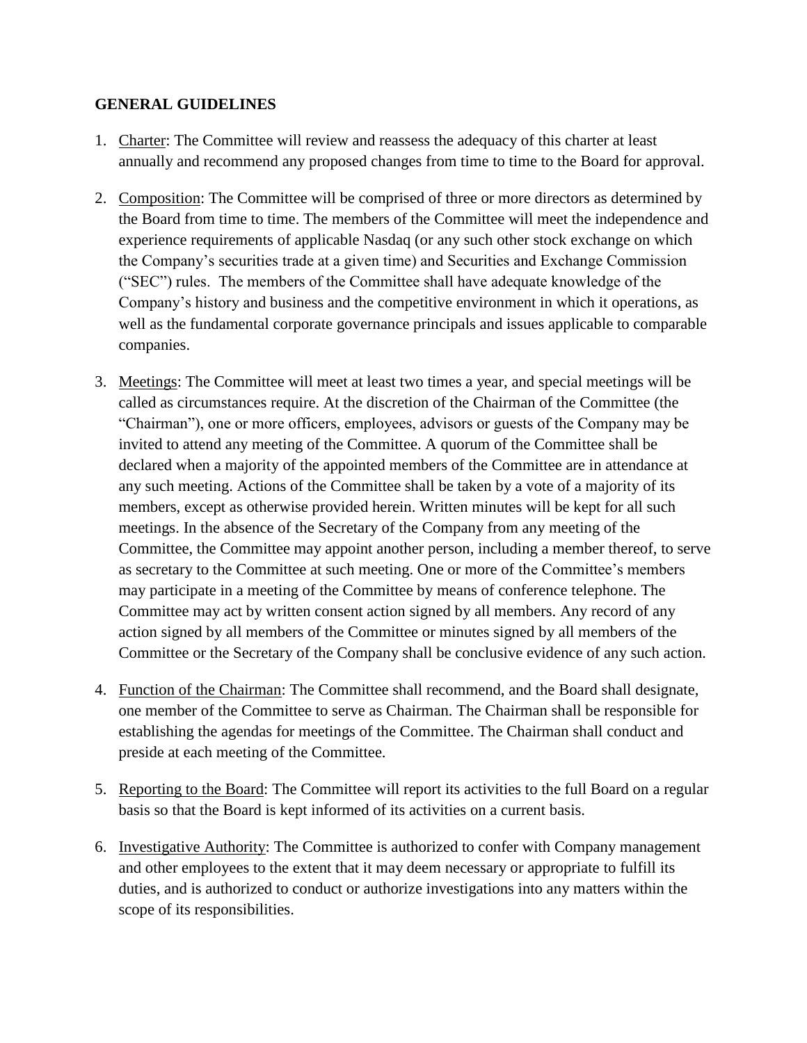**GENERAL GUIDELINES**

1. Charter: The Committee will review and reassess the adequacy of this charter at least annually and recommend any proposed changes from time to time to the Board for approval.

2. Composition: The Committee will be comprised of three or more directors as determined by the Board from time to time. The members of the Committee will meet the independence and experience requirements of applicable Nasdaq (or any such other stock exchange on which the Company's securities trade at a given time) and Securities and Exchange Commission ("SEC") rules. The members of the Committee shall have adequate knowledge of the Company's history and business and the competitive environment in which it operations, as well as the fundamental corporate governance principals and issues applicable to comparable companies.

3. Meetings: The Committee will meet at least two times a year, and special meetings will be called as circumstances require. At the discretion of the Chairman of the Committee (the "Chairman"), one or more officers, employees, advisors or guests of the Company may be invited to attend any meeting of the Committee. A quorum of the Committee shall be declared when a majority of the appointed members of the Committee are in attendance at any such meeting. Actions of the Committee shall be taken by a vote of a majority of its members, except as otherwise provided herein. Written minutes will be kept for all such meetings. In the absence of the Secretary of the Company from any meeting of the Committee, the Committee may appoint another person, including a member thereof, to serve as secretary to the Committee at such meeting. One or more of the Committee's members may participate in a meeting of the Committee by means of conference telephone. The Committee may act by written consent action signed by all members. Any record of any action signed by all members of the Committee or minutes signed by all members of the Committee or the Secretary of the Company shall be conclusive evidence of any such action.

4. Function of the Chairman: The Committee shall recommend, and the Board shall designate, one member of the Committee to serve as Chairman. The Chairman shall be responsible for establishing the agendas for meetings of the Committee. The Chairman shall conduct and preside at each meeting of the Committee.

5. Reporting to the Board: The Committee will report its activities to the full Board on a regular basis so that the Board is kept informed of its activities on a current basis.

6. Investigative Authority: The Committee is authorized to confer with Company management and other employees to the extent that it may deem necessary or appropriate to fulfill its duties, and is authorized to conduct or authorize investigations into any matters within the scope of its responsibilities.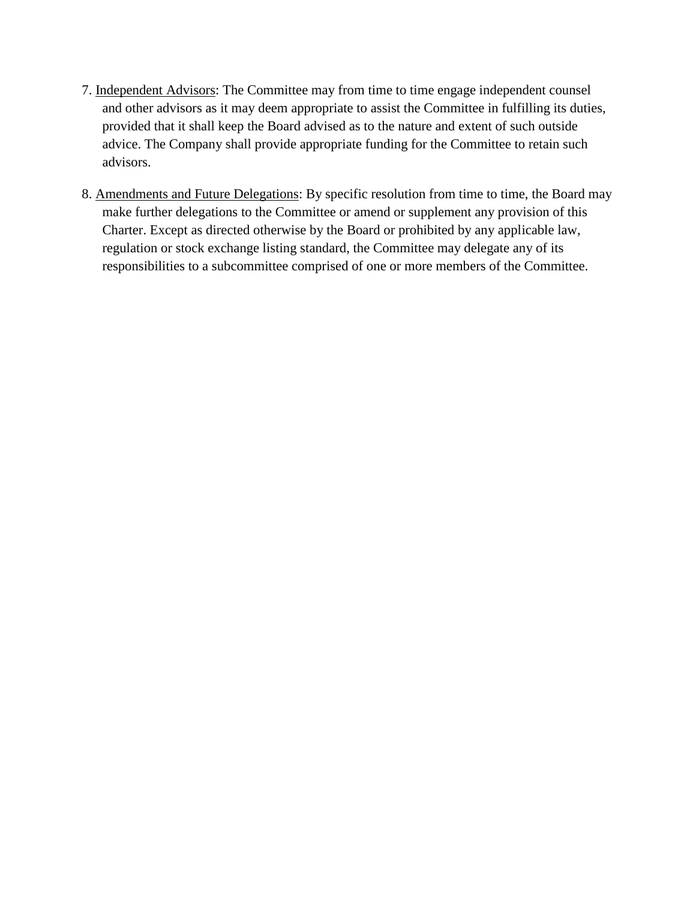7. <u>Independent Advisors</u>: The Committee may from time to time engage independent counsel and other advisors as it may deem appropriate to assist the Committee in fulfilling its duties, provided that it shall keep the Board advised as to the nature and extent of such outside advice. The Company shall provide appropriate funding for the Committee to retain such advisors.

8. <u>Amendments and Future Delegations</u>: By specific resolution from time to time, the Board may make further delegations to the Committee or amend or supplement any provision of this Charter. Except as directed otherwise by the Board or prohibited by any applicable law, regulation or stock exchange listing standard, the Committee may delegate any of its responsibilities to a subcommittee comprised of one or more members of the Committee.